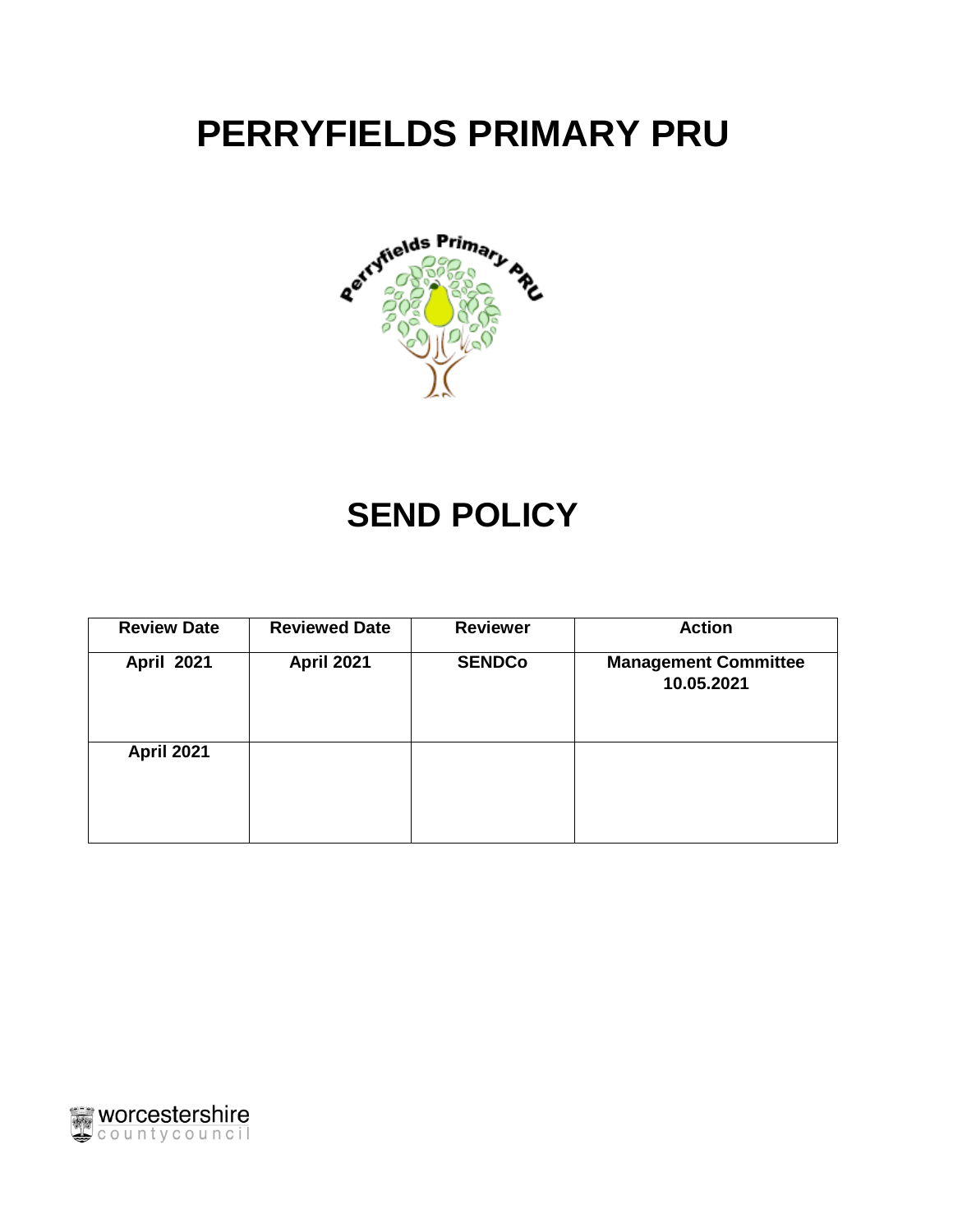# PERRYFIELDS PRIMARY PRU

# SEND POLICY

| Review Date | Reviewed Date | Reviewer | Action |
|---|---|---|---|
| April 2021 | April 2021 | SENDCo | Management Committee 10.05.2021 |
| April 2021 | | | |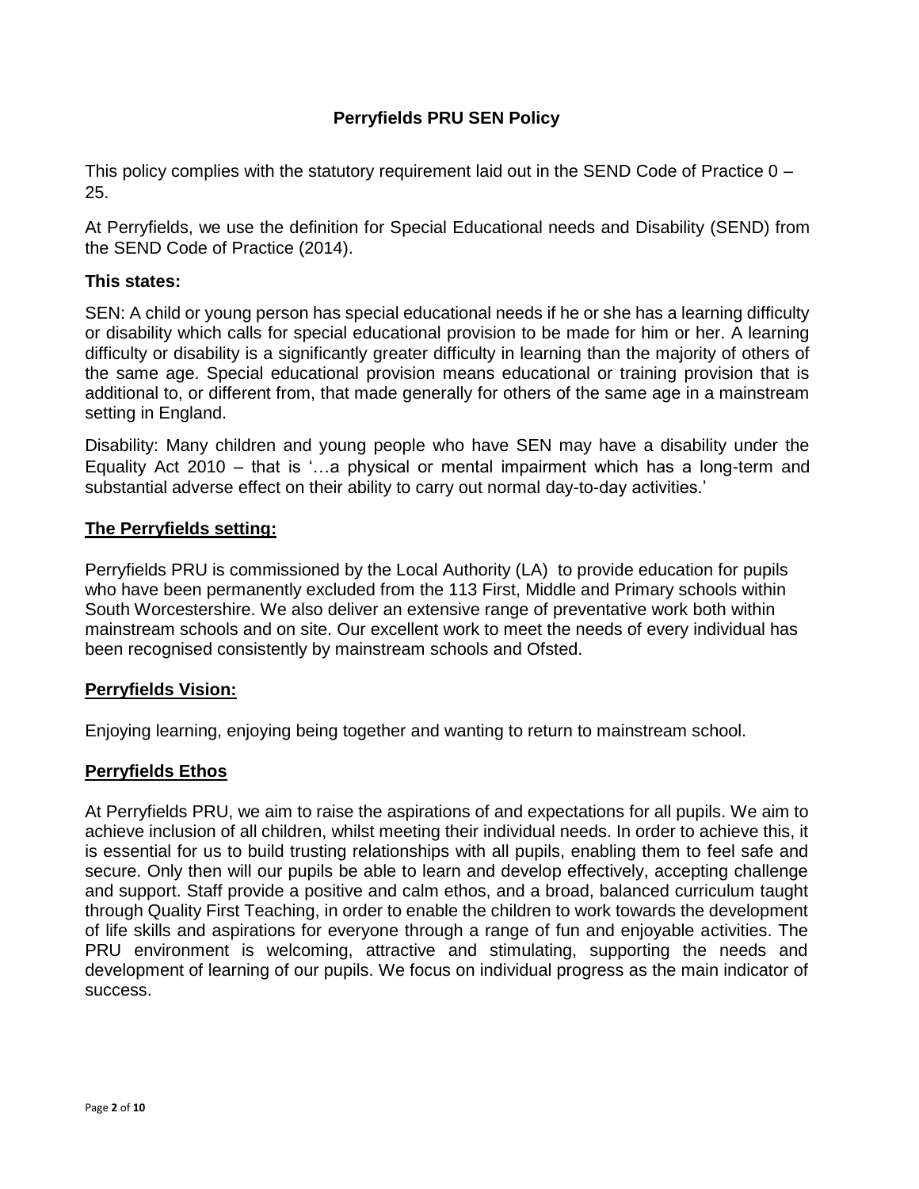# Perryfields PRU SEN Policy

This policy complies with the statutory requirement laid out in the SEND Code of Practice 0 – 25.

At Perryfields, we use the definition for Special Educational needs and Disability (SEND) from the SEND Code of Practice (2014).

### This states:

SEN: A child or young person has special educational needs if he or she has a learning difficulty or disability which calls for special educational provision to be made for him or her. A learning difficulty or disability is a significantly greater difficulty in learning than the majority of others of the same age. Special educational provision means educational or training provision that is additional to, or different from, that made generally for others of the same age in a mainstream setting in England.

Disability: Many children and young people who have SEN may have a disability under the Equality Act 2010 – that is '…a physical or mental impairment which has a long-term and substantial adverse effect on their ability to carry out normal day-to-day activities.'

## The Perryfields setting:

Perryfields PRU is commissioned by the Local Authority (LA) to provide education for pupils who have been permanently excluded from the 113 First, Middle and Primary schools within South Worcestershire. We also deliver an extensive range of preventative work both within mainstream schools and on site. Our excellent work to meet the needs of every individual has been recognised consistently by mainstream schools and Ofsted.

## Perryfields Vision:

Enjoying learning, enjoying being together and wanting to return to mainstream school.

## Perryfields Ethos

At Perryfields PRU, we aim to raise the aspirations of and expectations for all pupils. We aim to achieve inclusion of all children, whilst meeting their individual needs. In order to achieve this, it is essential for us to build trusting relationships with all pupils, enabling them to feel safe and secure. Only then will our pupils be able to learn and develop effectively, accepting challenge and support. Staff provide a positive and calm ethos, and a broad, balanced curriculum taught through Quality First Teaching, in order to enable the children to work towards the development of life skills and aspirations for everyone through a range of fun and enjoyable activities. The PRU environment is welcoming, attractive and stimulating, supporting the needs and development of learning of our pupils. We focus on individual progress as the main indicator of success.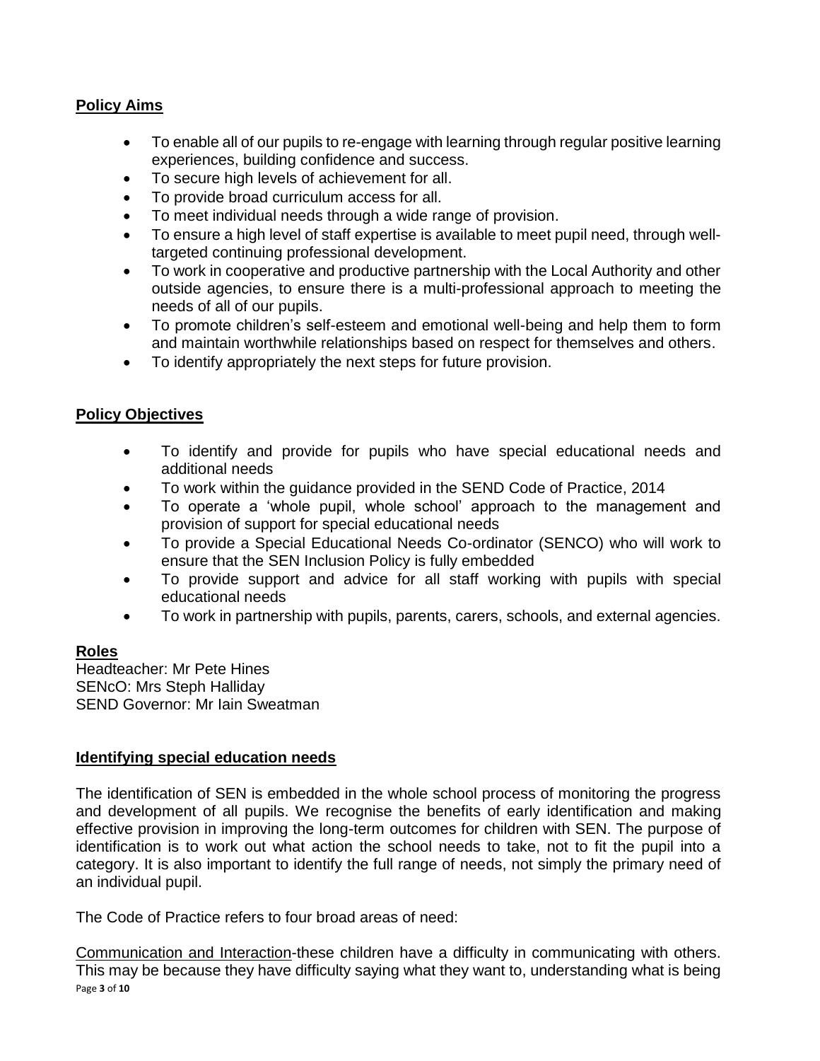## Policy Aims

- To enable all of our pupils to re-engage with learning through regular positive learning experiences, building confidence and success.
- To secure high levels of achievement for all.
- To provide broad curriculum access for all.
- To meet individual needs through a wide range of provision.
- To ensure a high level of staff expertise is available to meet pupil need, through well-targeted continuing professional development.
- To work in cooperative and productive partnership with the Local Authority and other outside agencies, to ensure there is a multi-professional approach to meeting the needs of all of our pupils.
- To promote children's self-esteem and emotional well-being and help them to form and maintain worthwhile relationships based on respect for themselves and others.
- To identify appropriately the next steps for future provision.

## Policy Objectives

- To identify and provide for pupils who have special educational needs and additional needs
- To work within the guidance provided in the SEND Code of Practice, 2014
- To operate a 'whole pupil, whole school' approach to the management and provision of support for special educational needs
- To provide a Special Educational Needs Co-ordinator (SENCO) who will work to ensure that the SEN Inclusion Policy is fully embedded
- To provide support and advice for all staff working with pupils with special educational needs
- To work in partnership with pupils, parents, carers, schools, and external agencies.

## Roles

Headteacher: Mr Pete Hines
SENcO: Mrs Steph Halliday
SEND Governor: Mr Iain Sweatman

## Identifying special education needs

The identification of SEN is embedded in the whole school process of monitoring the progress and development of all pupils. We recognise the benefits of early identification and making effective provision in improving the long-term outcomes for children with SEN. The purpose of identification is to work out what action the school needs to take, not to fit the pupil into a category. It is also important to identify the full range of needs, not simply the primary need of an individual pupil.

The Code of Practice refers to four broad areas of need:

Communication and Interaction-these children have a difficulty in communicating with others. This may be because they have difficulty saying what they want to, understanding what is being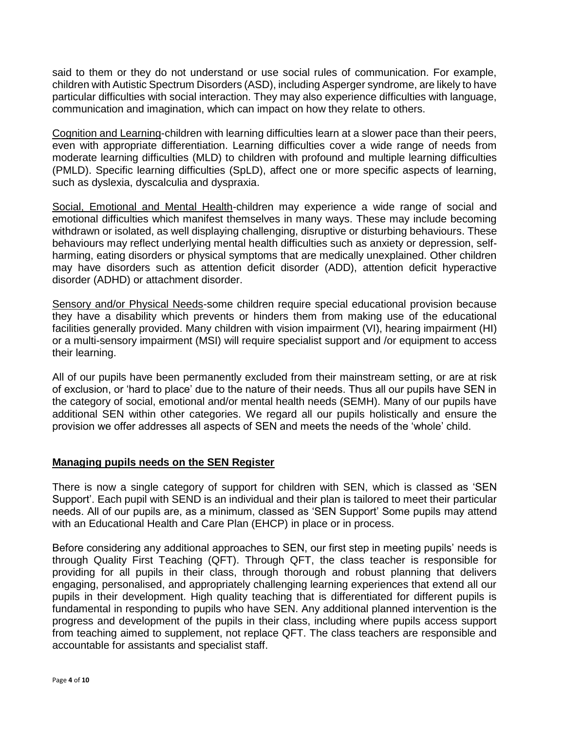said to them or they do not understand or use social rules of communication. For example, children with Autistic Spectrum Disorders (ASD), including Asperger syndrome, are likely to have particular difficulties with social interaction. They may also experience difficulties with language, communication and imagination, which can impact on how they relate to others.

<u>Cognition and Learning</u>-children with learning difficulties learn at a slower pace than their peers, even with appropriate differentiation. Learning difficulties cover a wide range of needs from moderate learning difficulties (MLD) to children with profound and multiple learning difficulties (PMLD). Specific learning difficulties (SpLD), affect one or more specific aspects of learning, such as dyslexia, dyscalculia and dyspraxia.

<u>Social, Emotional and Mental Health</u>-children may experience a wide range of social and emotional difficulties which manifest themselves in many ways. These may include becoming withdrawn or isolated, as well displaying challenging, disruptive or disturbing behaviours. These behaviours may reflect underlying mental health difficulties such as anxiety or depression, self-harming, eating disorders or physical symptoms that are medically unexplained. Other children may have disorders such as attention deficit disorder (ADD), attention deficit hyperactive disorder (ADHD) or attachment disorder.

<u>Sensory and/or Physical Needs</u>-some children require special educational provision because they have a disability which prevents or hinders them from making use of the educational facilities generally provided. Many children with vision impairment (VI), hearing impairment (HI) or a multi-sensory impairment (MSI) will require specialist support and /or equipment to access their learning.

All of our pupils have been permanently excluded from their mainstream setting, or are at risk of exclusion, or 'hard to place' due to the nature of their needs. Thus all our pupils have SEN in the category of social, emotional and/or mental health needs (SEMH). Many of our pupils have additional SEN within other categories. We regard all our pupils holistically and ensure the provision we offer addresses all aspects of SEN and meets the needs of the 'whole' child.

## Managing pupils needs on the SEN Register

There is now a single category of support for children with SEN, which is classed as 'SEN Support'. Each pupil with SEND is an individual and their plan is tailored to meet their particular needs. All of our pupils are, as a minimum, classed as 'SEN Support' Some pupils may attend with an Educational Health and Care Plan (EHCP) in place or in process.

Before considering any additional approaches to SEN, our first step in meeting pupils' needs is through Quality First Teaching (QFT). Through QFT, the class teacher is responsible for providing for all pupils in their class, through thorough and robust planning that delivers engaging, personalised, and appropriately challenging learning experiences that extend all our pupils in their development. High quality teaching that is differentiated for different pupils is fundamental in responding to pupils who have SEN. Any additional planned intervention is the progress and development of the pupils in their class, including where pupils access support from teaching aimed to supplement, not replace QFT. The class teachers are responsible and accountable for assistants and specialist staff.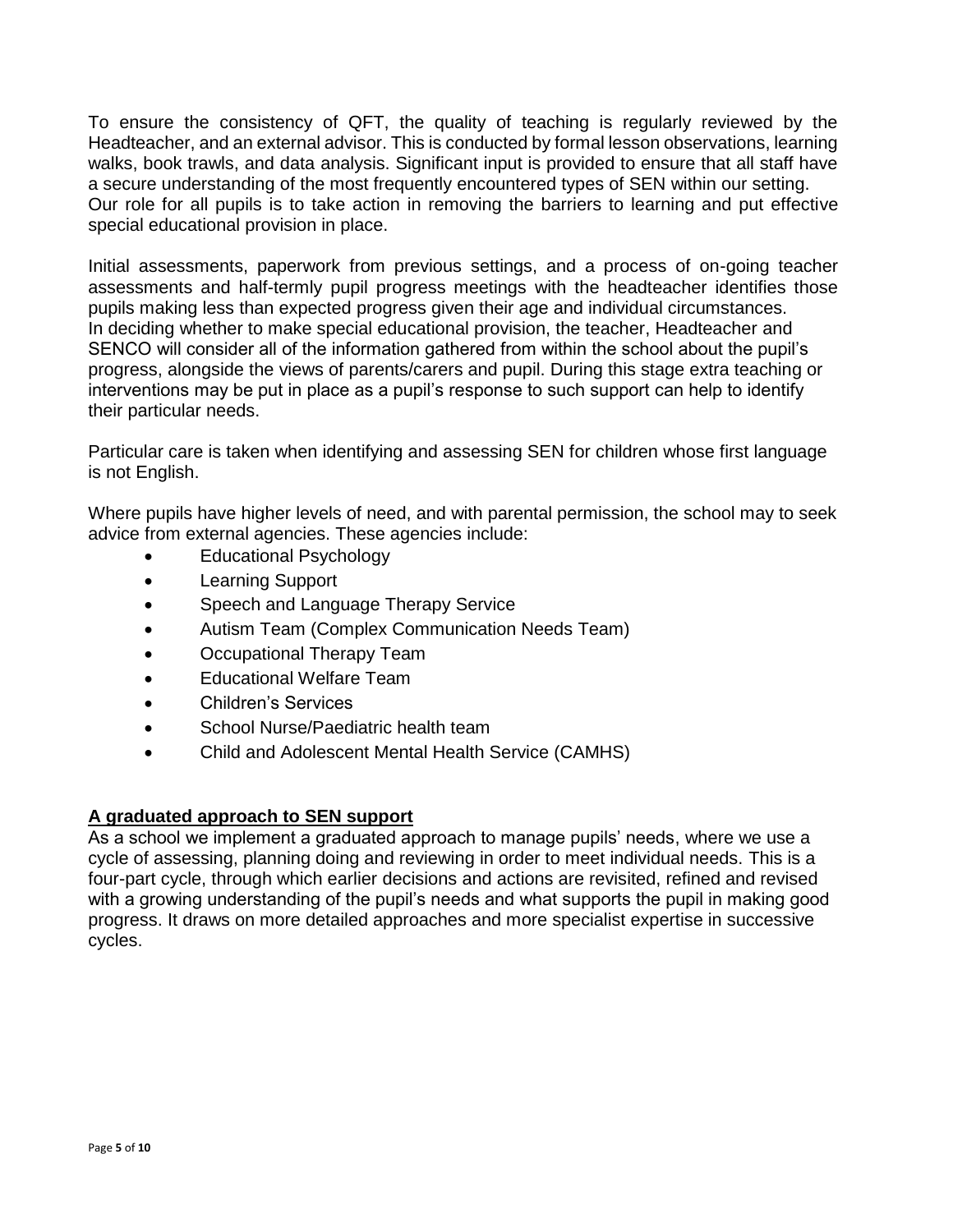To ensure the consistency of QFT, the quality of teaching is regularly reviewed by the Headteacher, and an external advisor. This is conducted by formal lesson observations, learning walks, book trawls, and data analysis. Significant input is provided to ensure that all staff have a secure understanding of the most frequently encountered types of SEN within our setting. Our role for all pupils is to take action in removing the barriers to learning and put effective special educational provision in place.

Initial assessments, paperwork from previous settings, and a process of on-going teacher assessments and half-termly pupil progress meetings with the headteacher identifies those pupils making less than expected progress given their age and individual circumstances. In deciding whether to make special educational provision, the teacher, Headteacher and SENCO will consider all of the information gathered from within the school about the pupil's progress, alongside the views of parents/carers and pupil. During this stage extra teaching or interventions may be put in place as a pupil's response to such support can help to identify their particular needs.

Particular care is taken when identifying and assessing SEN for children whose first language is not English.

Where pupils have higher levels of need, and with parental permission, the school may to seek advice from external agencies. These agencies include:

- Educational Psychology
- Learning Support
- Speech and Language Therapy Service
- Autism Team (Complex Communication Needs Team)
- Occupational Therapy Team
- Educational Welfare Team
- Children's Services
- School Nurse/Paediatric health team
- Child and Adolescent Mental Health Service (CAMHS)

## A graduated approach to SEN support

As a school we implement a graduated approach to manage pupils' needs, where we use a cycle of assessing, planning doing and reviewing in order to meet individual needs. This is a four-part cycle, through which earlier decisions and actions are revisited, refined and revised with a growing understanding of the pupil's needs and what supports the pupil in making good progress. It draws on more detailed approaches and more specialist expertise in successive cycles.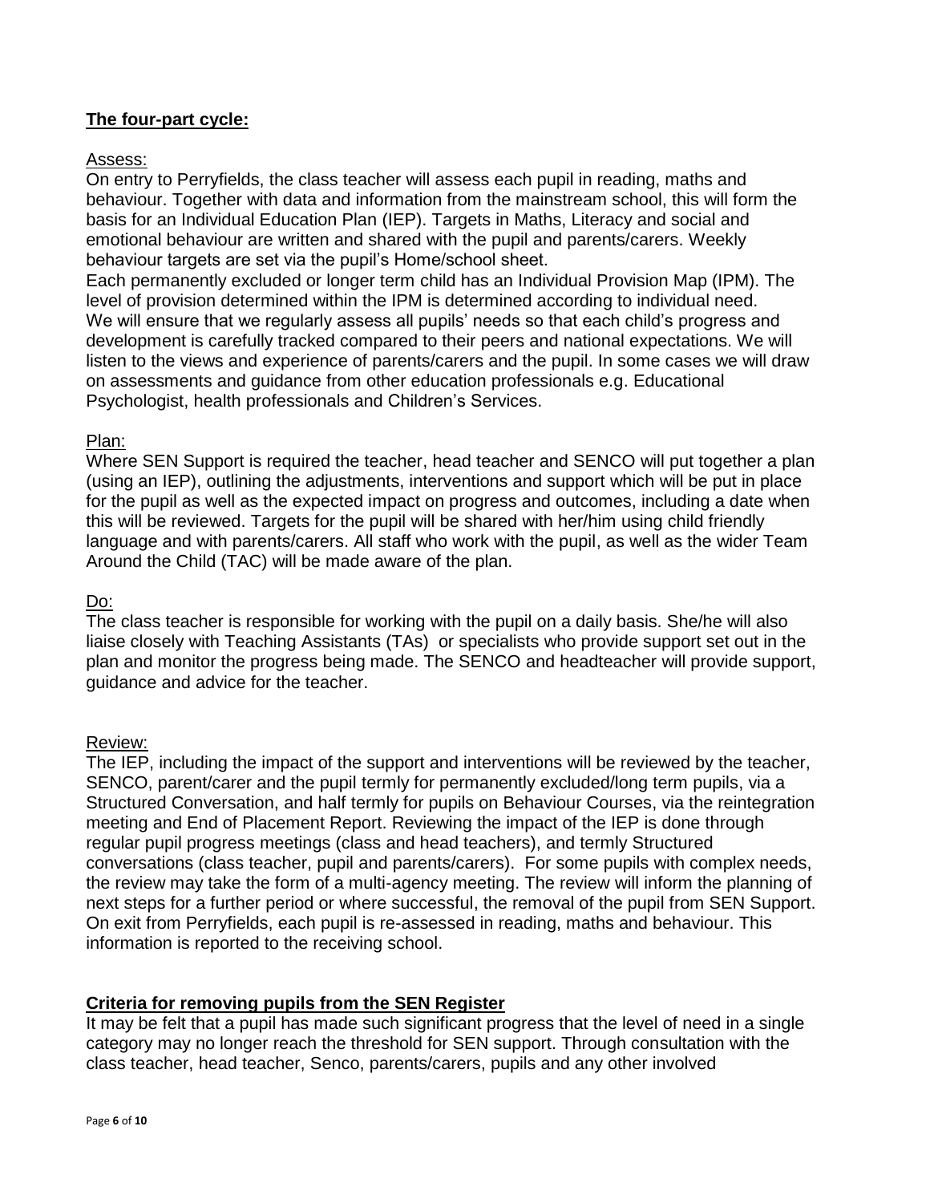## **The four-part cycle:**

Assess:

On entry to Perryfields, the class teacher will assess each pupil in reading, maths and behaviour. Together with data and information from the mainstream school, this will form the basis for an Individual Education Plan (IEP). Targets in Maths, Literacy and social and emotional behaviour are written and shared with the pupil and parents/carers. Weekly behaviour targets are set via the pupil's Home/school sheet.

Each permanently excluded or longer term child has an Individual Provision Map (IPM). The level of provision determined within the IPM is determined according to individual need. We will ensure that we regularly assess all pupils' needs so that each child's progress and development is carefully tracked compared to their peers and national expectations. We will listen to the views and experience of parents/carers and the pupil. In some cases we will draw on assessments and guidance from other education professionals e.g. Educational Psychologist, health professionals and Children's Services.

Plan:

Where SEN Support is required the teacher, head teacher and SENCO will put together a plan (using an IEP), outlining the adjustments, interventions and support which will be put in place for the pupil as well as the expected impact on progress and outcomes, including a date when this will be reviewed. Targets for the pupil will be shared with her/him using child friendly language and with parents/carers. All staff who work with the pupil, as well as the wider Team Around the Child (TAC) will be made aware of the plan.

Do:

The class teacher is responsible for working with the pupil on a daily basis. She/he will also liaise closely with Teaching Assistants (TAs) or specialists who provide support set out in the plan and monitor the progress being made. The SENCO and headteacher will provide support, guidance and advice for the teacher.

Review:

The IEP, including the impact of the support and interventions will be reviewed by the teacher, SENCO, parent/carer and the pupil termly for permanently excluded/long term pupils, via a Structured Conversation, and half termly for pupils on Behaviour Courses, via the reintegration meeting and End of Placement Report. Reviewing the impact of the IEP is done through regular pupil progress meetings (class and head teachers), and termly Structured conversations (class teacher, pupil and parents/carers). For some pupils with complex needs, the review may take the form of a multi-agency meeting. The review will inform the planning of next steps for a further period or where successful, the removal of the pupil from SEN Support. On exit from Perryfields, each pupil is re-assessed in reading, maths and behaviour. This information is reported to the receiving school.

## **Criteria for removing pupils from the SEN Register**

It may be felt that a pupil has made such significant progress that the level of need in a single category may no longer reach the threshold for SEN support. Through consultation with the class teacher, head teacher, Senco, parents/carers, pupils and any other involved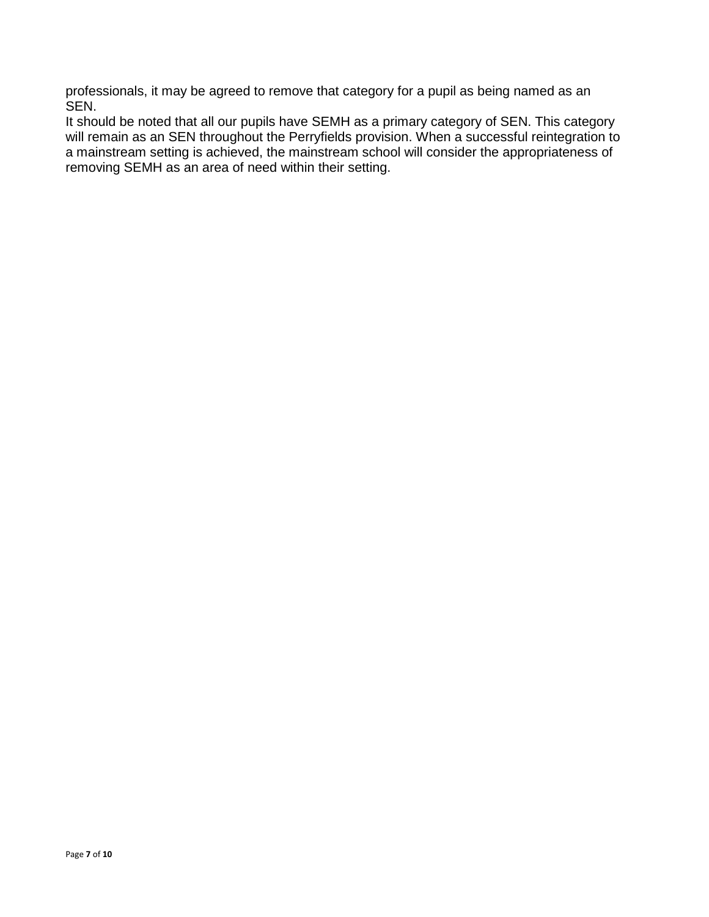professionals, it may be agreed to remove that category for a pupil as being named as an SEN.

It should be noted that all our pupils have SEMH as a primary category of SEN. This category will remain as an SEN throughout the Perryfields provision. When a successful reintegration to a mainstream setting is achieved, the mainstream school will consider the appropriateness of removing SEMH as an area of need within their setting.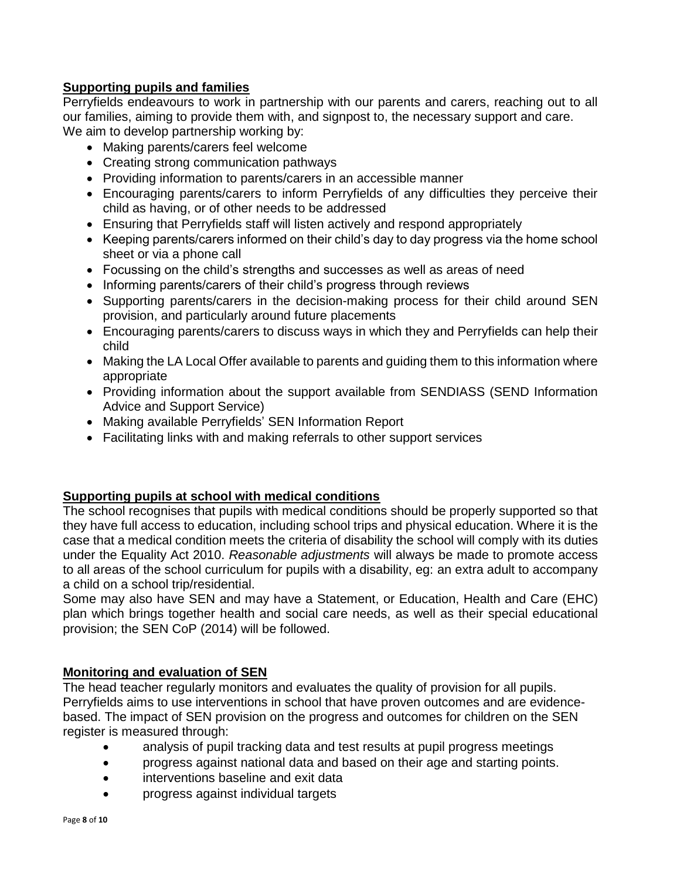## **Supporting pupils and families**

Perryfields endeavours to work in partnership with our parents and carers, reaching out to all our families, aiming to provide them with, and signpost to, the necessary support and care.

We aim to develop partnership working by:

- Making parents/carers feel welcome
- Creating strong communication pathways
- Providing information to parents/carers in an accessible manner
- Encouraging parents/carers to inform Perryfields of any difficulties they perceive their child as having, or of other needs to be addressed
- Ensuring that Perryfields staff will listen actively and respond appropriately
- Keeping parents/carers informed on their child's day to day progress via the home school sheet or via a phone call
- Focussing on the child's strengths and successes as well as areas of need
- Informing parents/carers of their child's progress through reviews
- Supporting parents/carers in the decision-making process for their child around SEN provision, and particularly around future placements
- Encouraging parents/carers to discuss ways in which they and Perryfields can help their child
- Making the LA Local Offer available to parents and guiding them to this information where appropriate
- Providing information about the support available from SENDIASS (SEND Information Advice and Support Service)
- Making available Perryfields' SEN Information Report
- Facilitating links with and making referrals to other support services

## **Supporting pupils at school with medical conditions**

The school recognises that pupils with medical conditions should be properly supported so that they have full access to education, including school trips and physical education. Where it is the case that a medical condition meets the criteria of disability the school will comply with its duties under the Equality Act 2010. *Reasonable adjustments* will always be made to promote access to all areas of the school curriculum for pupils with a disability, eg: an extra adult to accompany a child on a school trip/residential.

Some may also have SEN and may have a Statement, or Education, Health and Care (EHC) plan which brings together health and social care needs, as well as their special educational provision; the SEN CoP (2014) will be followed.

## **Monitoring and evaluation of SEN**

The head teacher regularly monitors and evaluates the quality of provision for all pupils. Perryfields aims to use interventions in school that have proven outcomes and are evidence-based. The impact of SEN provision on the progress and outcomes for children on the SEN register is measured through:

- analysis of pupil tracking data and test results at pupil progress meetings
- progress against national data and based on their age and starting points.
- interventions baseline and exit data
- progress against individual targets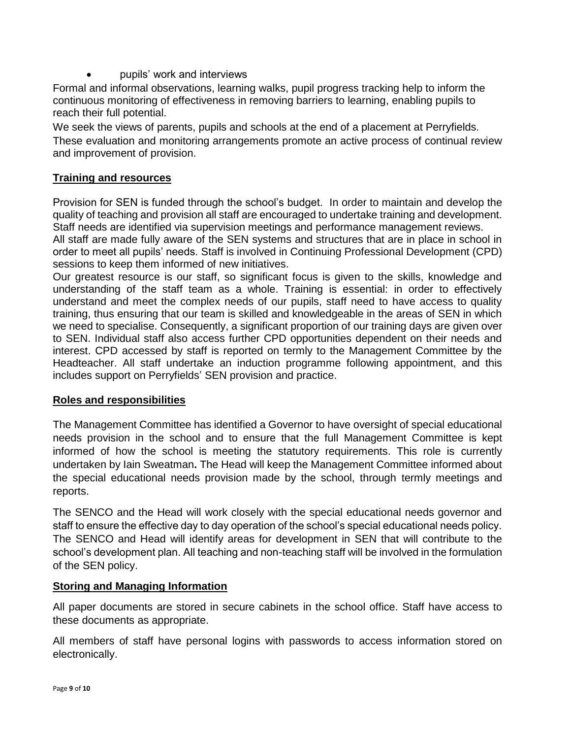- pupils' work and interviews

Formal and informal observations, learning walks, pupil progress tracking help to inform the continuous monitoring of effectiveness in removing barriers to learning, enabling pupils to reach their full potential.

We seek the views of parents, pupils and schools at the end of a placement at Perryfields.

These evaluation and monitoring arrangements promote an active process of continual review and improvement of provision.

## Training and resources

Provision for SEN is funded through the school's budget. In order to maintain and develop the quality of teaching and provision all staff are encouraged to undertake training and development. Staff needs are identified via supervision meetings and performance management reviews.

All staff are made fully aware of the SEN systems and structures that are in place in school in order to meet all pupils' needs. Staff is involved in Continuing Professional Development (CPD) sessions to keep them informed of new initiatives.

Our greatest resource is our staff, so significant focus is given to the skills, knowledge and understanding of the staff team as a whole. Training is essential: in order to effectively understand and meet the complex needs of our pupils, staff need to have access to quality training, thus ensuring that our team is skilled and knowledgeable in the areas of SEN in which we need to specialise. Consequently, a significant proportion of our training days are given over to SEN. Individual staff also access further CPD opportunities dependent on their needs and interest. CPD accessed by staff is reported on termly to the Management Committee by the Headteacher. All staff undertake an induction programme following appointment, and this includes support on Perryfields' SEN provision and practice.

## Roles and responsibilities

The Management Committee has identified a Governor to have oversight of special educational needs provision in the school and to ensure that the full Management Committee is kept informed of how the school is meeting the statutory requirements. This role is currently undertaken by Iain Sweatman**.** The Head will keep the Management Committee informed about the special educational needs provision made by the school, through termly meetings and reports.

The SENCO and the Head will work closely with the special educational needs governor and staff to ensure the effective day to day operation of the school's special educational needs policy. The SENCO and Head will identify areas for development in SEN that will contribute to the school's development plan. All teaching and non-teaching staff will be involved in the formulation of the SEN policy.

## Storing and Managing Information

All paper documents are stored in secure cabinets in the school office. Staff have access to these documents as appropriate.

All members of staff have personal logins with passwords to access information stored on electronically.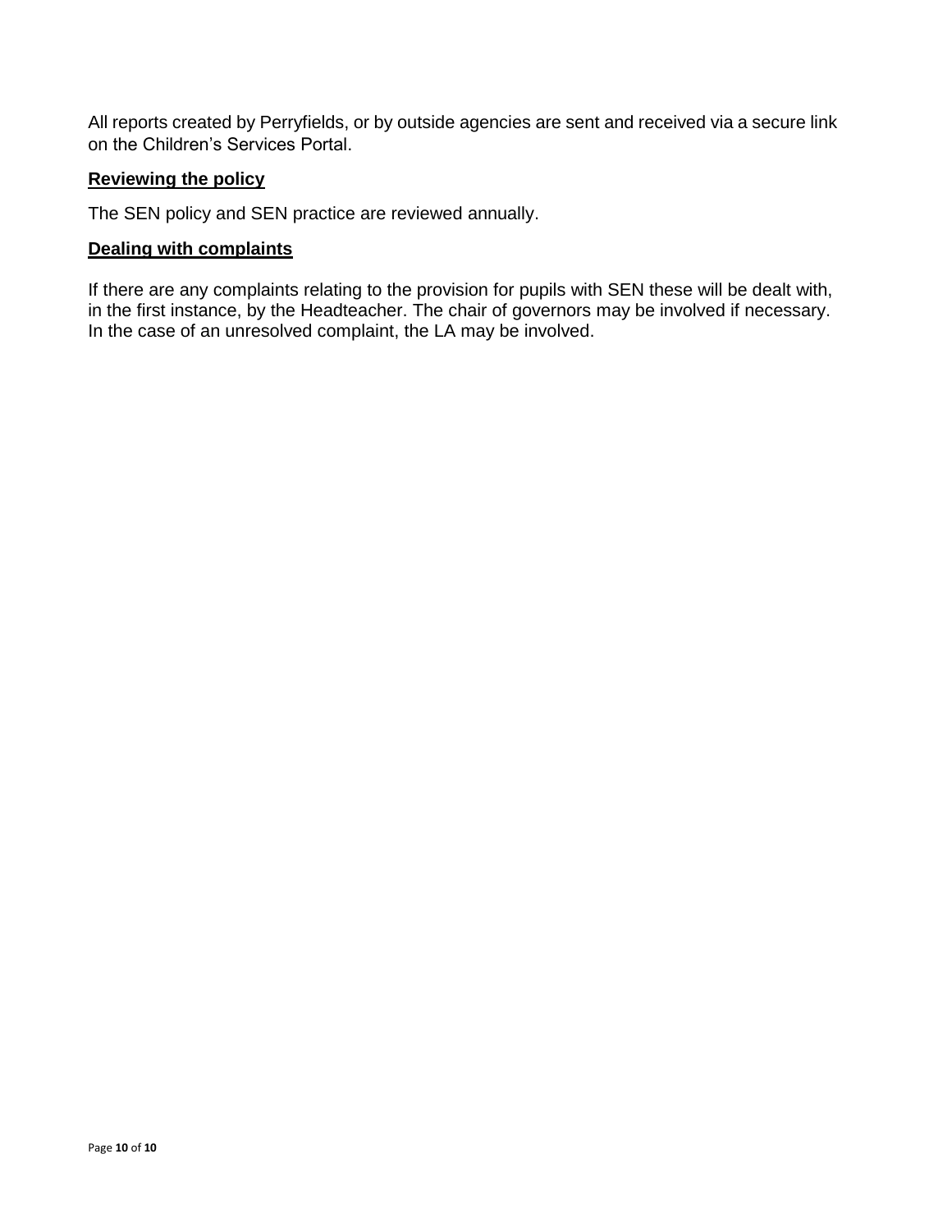All reports created by Perryfields, or by outside agencies are sent and received via a secure link on the Children's Services Portal.

## Reviewing the policy

The SEN policy and SEN practice are reviewed annually.

## Dealing with complaints

If there are any complaints relating to the provision for pupils with SEN these will be dealt with, in the first instance, by the Headteacher. The chair of governors may be involved if necessary. In the case of an unresolved complaint, the LA may be involved.